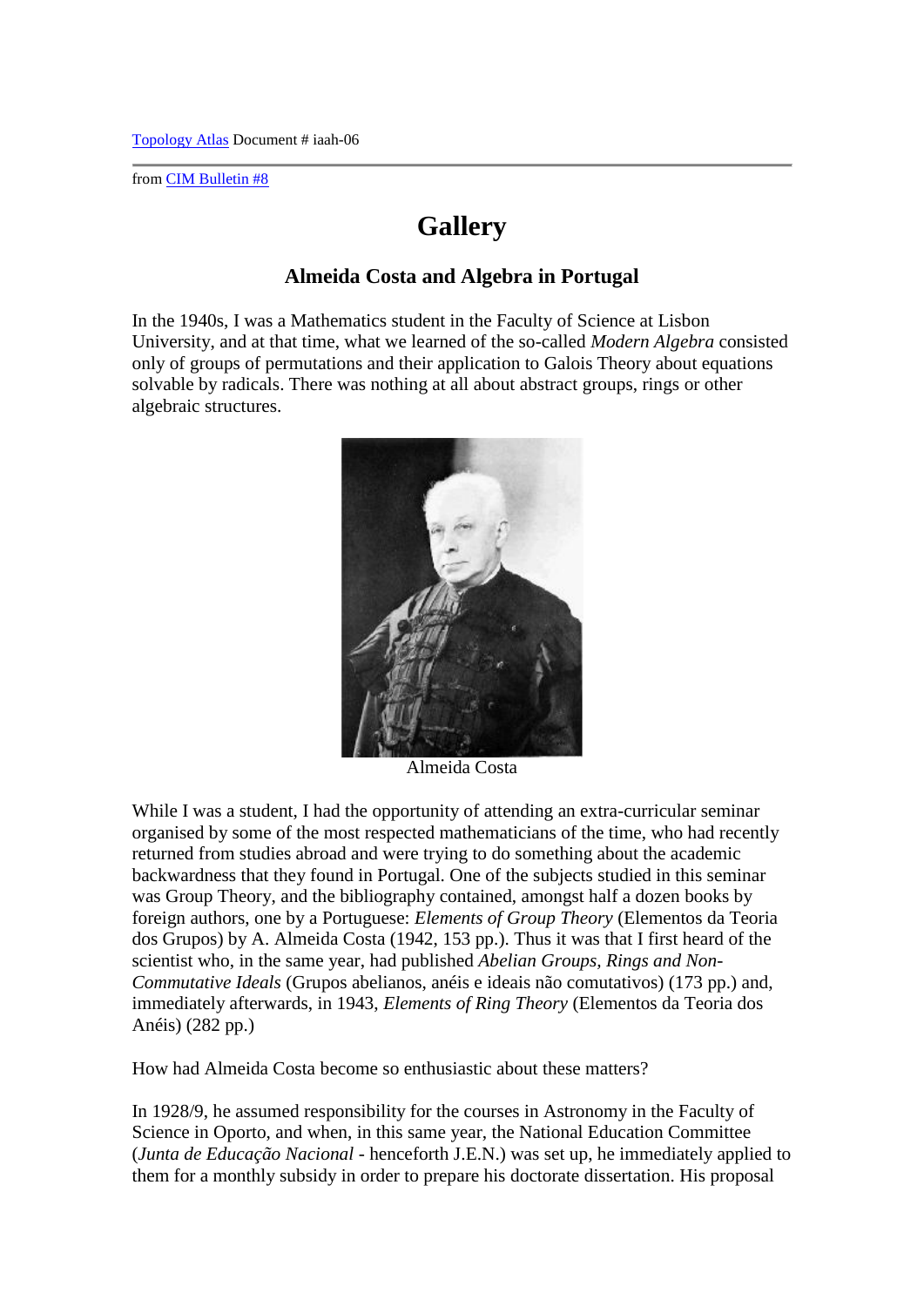[Topology Atlas](#) Document # iaah-06

---

from [CIM Bulletin #8](#)

# Gallery

## Almeida Costa and Algebra in Portugal

In the 1940s, I was a Mathematics student in the Faculty of Science at Lisbon University, and at that time, what we learned of the so-called *Modern Algebra* consisted only of groups of permutations and their application to Galois Theory about equations solvable by radicals. There was nothing at all about abstract groups, rings or other algebraic structures.

Almeida Costa

While I was a student, I had the opportunity of attending an extra-curricular seminar organised by some of the most respected mathematicians of the time, who had recently returned from studies abroad and were trying to do something about the academic backwardness that they found in Portugal. One of the subjects studied in this seminar was Group Theory, and the bibliography contained, amongst half a dozen books by foreign authors, one by a Portuguese: *Elements of Group Theory* (Elementos da Teoria dos Grupos) by A. Almeida Costa (1942, 153 pp.). Thus it was that I first heard of the scientist who, in the same year, had published *Abelian Groups, Rings and Non-Commutative Ideals* (Grupos abelianos, anéis e ideais não comutativos) (173 pp.) and, immediately afterwards, in 1943, *Elements of Ring Theory* (Elementos da Teoria dos Anéis) (282 pp.)

How had Almeida Costa become so enthusiastic about these matters?

In 1928/9, he assumed responsibility for the courses in Astronomy in the Faculty of Science in Oporto, and when, in this same year, the National Education Committee (*Junta de Educação Nacional* - henceforth J.E.N.) was set up, he immediately applied to them for a monthly subsidy in order to prepare his doctorate dissertation. His proposal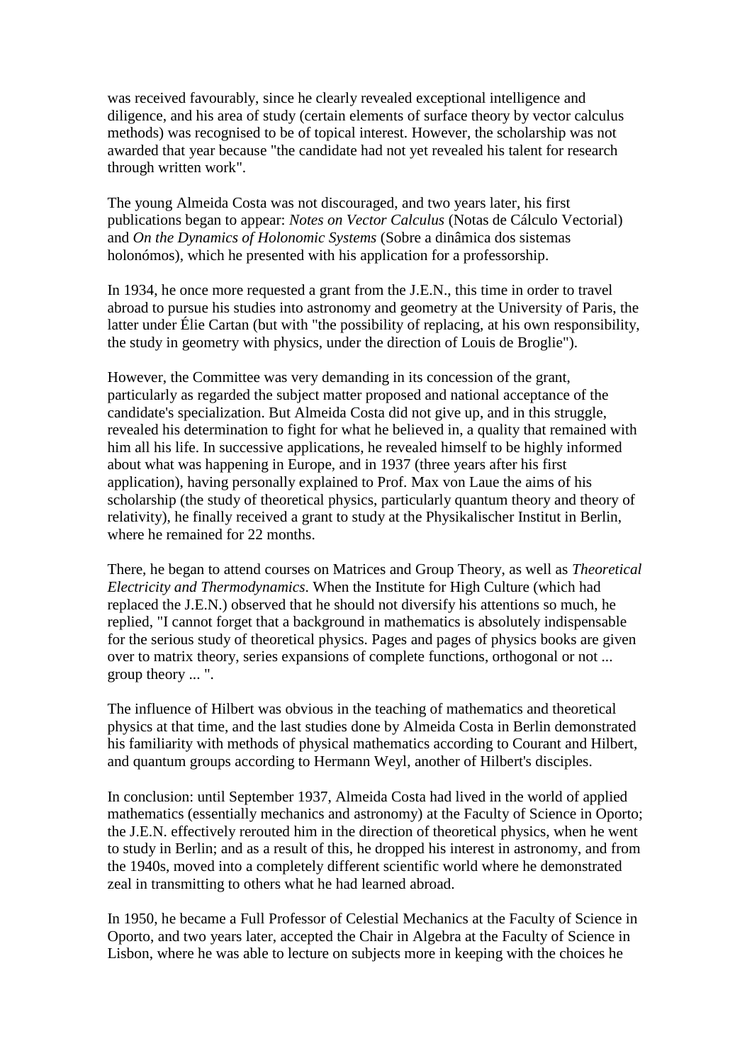was received favourably, since he clearly revealed exceptional intelligence and diligence, and his area of study (certain elements of surface theory by vector calculus methods) was recognised to be of topical interest. However, the scholarship was not awarded that year because "the candidate had not yet revealed his talent for research through written work".

The young Almeida Costa was not discouraged, and two years later, his first publications began to appear: *Notes on Vector Calculus* (Notas de Cálculo Vectorial) and *On the Dynamics of Holonomic Systems* (Sobre a dinâmica dos sistemas holonómos), which he presented with his application for a professorship.

In 1934, he once more requested a grant from the J.E.N., this time in order to travel abroad to pursue his studies into astronomy and geometry at the University of Paris, the latter under Élie Cartan (but with "the possibility of replacing, at his own responsibility, the study in geometry with physics, under the direction of Louis de Broglie").

However, the Committee was very demanding in its concession of the grant, particularly as regarded the subject matter proposed and national acceptance of the candidate's specialization. But Almeida Costa did not give up, and in this struggle, revealed his determination to fight for what he believed in, a quality that remained with him all his life. In successive applications, he revealed himself to be highly informed about what was happening in Europe, and in 1937 (three years after his first application), having personally explained to Prof. Max von Laue the aims of his scholarship (the study of theoretical physics, particularly quantum theory and theory of relativity), he finally received a grant to study at the Physikalischer Institut in Berlin, where he remained for 22 months.

There, he began to attend courses on Matrices and Group Theory, as well as *Theoretical Electricity and Thermodynamics*. When the Institute for High Culture (which had replaced the J.E.N.) observed that he should not diversify his attentions so much, he replied, "I cannot forget that a background in mathematics is absolutely indispensable for the serious study of theoretical physics. Pages and pages of physics books are given over to matrix theory, series expansions of complete functions, orthogonal or not ... group theory ... ".

The influence of Hilbert was obvious in the teaching of mathematics and theoretical physics at that time, and the last studies done by Almeida Costa in Berlin demonstrated his familiarity with methods of physical mathematics according to Courant and Hilbert, and quantum groups according to Hermann Weyl, another of Hilbert's disciples.

In conclusion: until September 1937, Almeida Costa had lived in the world of applied mathematics (essentially mechanics and astronomy) at the Faculty of Science in Oporto; the J.E.N. effectively rerouted him in the direction of theoretical physics, when he went to study in Berlin; and as a result of this, he dropped his interest in astronomy, and from the 1940s, moved into a completely different scientific world where he demonstrated zeal in transmitting to others what he had learned abroad.

In 1950, he became a Full Professor of Celestial Mechanics at the Faculty of Science in Oporto, and two years later, accepted the Chair in Algebra at the Faculty of Science in Lisbon, where he was able to lecture on subjects more in keeping with the choices he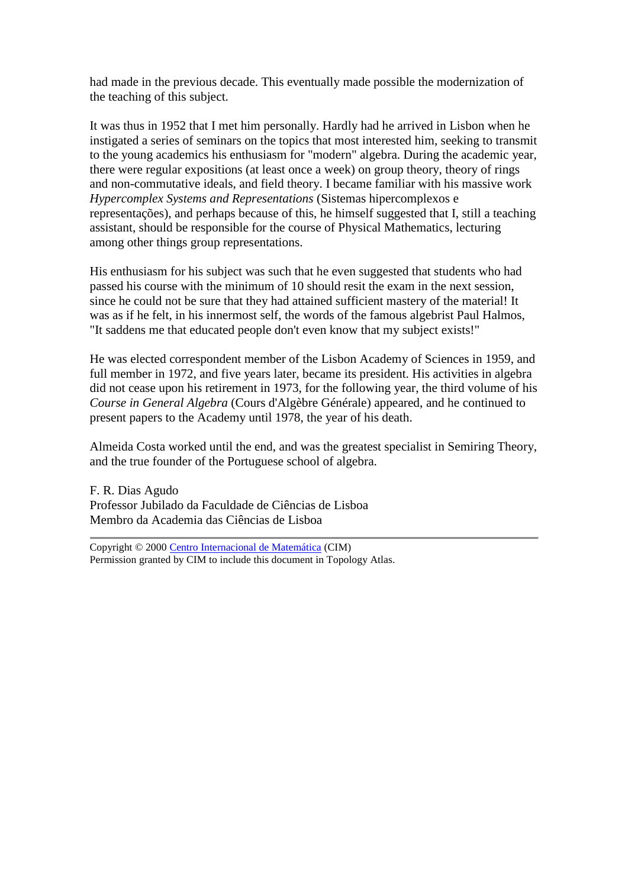had made in the previous decade. This eventually made possible the modernization of the teaching of this subject.

It was thus in 1952 that I met him personally. Hardly had he arrived in Lisbon when he instigated a series of seminars on the topics that most interested him, seeking to transmit to the young academics his enthusiasm for "modern" algebra. During the academic year, there were regular expositions (at least once a week) on group theory, theory of rings and non-commutative ideals, and field theory. I became familiar with his massive work *Hypercomplex Systems and Representations* (Sistemas hipercomplexos e representações), and perhaps because of this, he himself suggested that I, still a teaching assistant, should be responsible for the course of Physical Mathematics, lecturing among other things group representations.

His enthusiasm for his subject was such that he even suggested that students who had passed his course with the minimum of 10 should resit the exam in the next session, since he could not be sure that they had attained sufficient mastery of the material! It was as if he felt, in his innermost self, the words of the famous algebrist Paul Halmos, "It saddens me that educated people don't even know that my subject exists!"

He was elected correspondent member of the Lisbon Academy of Sciences in 1959, and full member in 1972, and five years later, became its president. His activities in algebra did not cease upon his retirement in 1973, for the following year, the third volume of his *Course in General Algebra* (Cours d'Algèbre Générale) appeared, and he continued to present papers to the Academy until 1978, the year of his death.

Almeida Costa worked until the end, and was the greatest specialist in Semiring Theory, and the true founder of the Portuguese school of algebra.

F. R. Dias Agudo
Professor Jubilado da Faculdade de Ciências de Lisboa
Membro da Academia das Ciências de Lisboa

---

Copyright © 2000 Centro Internacional de Matemática (CIM)
Permission granted by CIM to include this document in Topology Atlas.